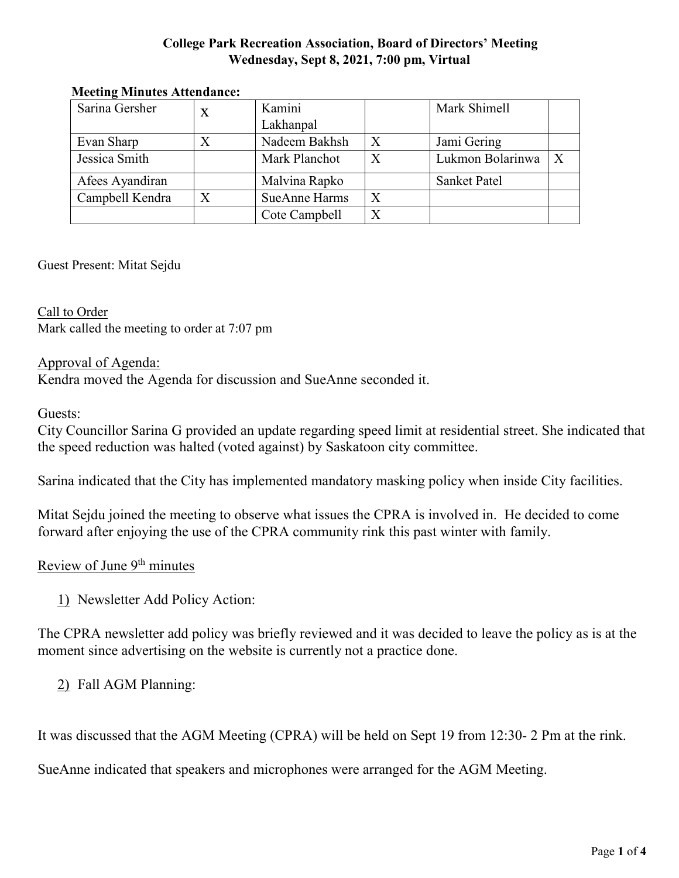**College Park Recreation Association, Board of Directors' Meeting**
**Wednesday, Sept 8, 2021, 7:00 pm, Virtual**

**Meeting Minutes Attendance:**

| | | | | | |
|---|---|---|---|---|---|
| Sarina Gersher | X | Kamini Lakhanpal | | Mark Shimell | |
| Evan Sharp | X | Nadeem Bakhsh | X | Jami Gering | |
| Jessica Smith | | Mark Planchot | X | Lukmon Bolarinwa | X |
| Afees Ayandiran | | Malvina Rapko | | Sanket Patel | |
| Campbell Kendra | X | SueAnne Harms | X | | |
| | | Cote Campbell | X | | |

Guest Present: Mitat Sejdu

Call to Order
Mark called the meeting to order at 7:07 pm

Approval of Agenda:
Kendra moved the Agenda for discussion and SueAnne seconded it.

Guests:
City Councillor Sarina G provided an update regarding speed limit at residential street. She indicated that the speed reduction was halted (voted against) by Saskatoon city committee.

Sarina indicated that the City has implemented mandatory masking policy when inside City facilities.

Mitat Sejdu joined the meeting to observe what issues the CPRA is involved in. He decided to come forward after enjoying the use of the CPRA community rink this past winter with family.

Review of June 9th minutes

1) Newsletter Add Policy Action:

The CPRA newsletter add policy was briefly reviewed and it was decided to leave the policy as is at the moment since advertising on the website is currently not a practice done.

2) Fall AGM Planning:

It was discussed that the AGM Meeting (CPRA) will be held on Sept 19 from 12:30- 2 Pm at the rink.

SueAnne indicated that speakers and microphones were arranged for the AGM Meeting.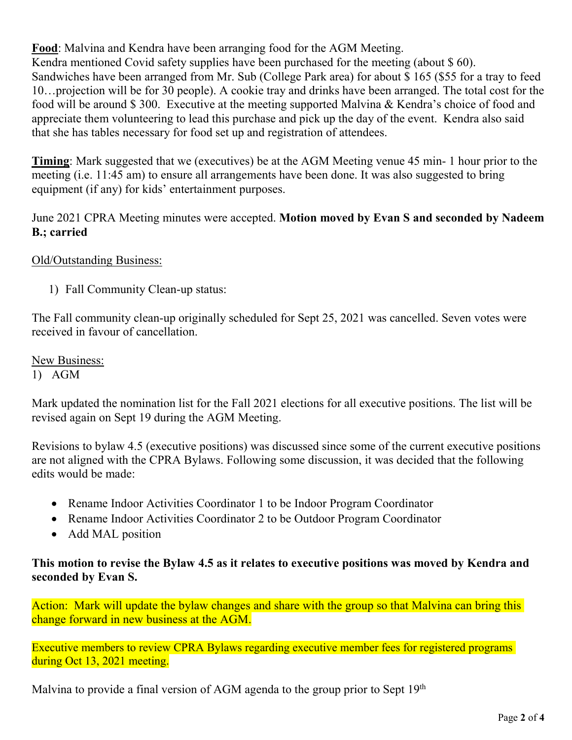**Food**: Malvina and Kendra have been arranging food for the AGM Meeting.
Kendra mentioned Covid safety supplies have been purchased for the meeting (about $ 60).
Sandwiches have been arranged from Mr. Sub (College Park area) for about $ 165 ($55 for a tray to feed 10…projection will be for 30 people). A cookie tray and drinks have been arranged. The total cost for the food will be around $ 300. Executive at the meeting supported Malvina & Kendra's choice of food and appreciate them volunteering to lead this purchase and pick up the day of the event. Kendra also said that she has tables necessary for food set up and registration of attendees.

**Timing**: Mark suggested that we (executives) be at the AGM Meeting venue 45 min- 1 hour prior to the meeting (i.e. 11:45 am) to ensure all arrangements have been done. It was also suggested to bring equipment (if any) for kids' entertainment purposes.

June 2021 CPRA Meeting minutes were accepted. **Motion moved by Evan S and seconded by Nadeem B.; carried**

Old/Outstanding Business:

1) Fall Community Clean-up status:

The Fall community clean-up originally scheduled for Sept 25, 2021 was cancelled. Seven votes were received in favour of cancellation.

New Business:

1) AGM

Mark updated the nomination list for the Fall 2021 elections for all executive positions. The list will be revised again on Sept 19 during the AGM Meeting.

Revisions to bylaw 4.5 (executive positions) was discussed since some of the current executive positions are not aligned with the CPRA Bylaws. Following some discussion, it was decided that the following edits would be made:

- Rename Indoor Activities Coordinator 1 to be Indoor Program Coordinator
- Rename Indoor Activities Coordinator 2 to be Outdoor Program Coordinator
- Add MAL position

**This motion to revise the Bylaw 4.5 as it relates to executive positions was moved by Kendra and seconded by Evan S.**

Action: Mark will update the bylaw changes and share with the group so that Malvina can bring this change forward in new business at the AGM.

Executive members to review CPRA Bylaws regarding executive member fees for registered programs during Oct 13, 2021 meeting.

Malvina to provide a final version of AGM agenda to the group prior to Sept 19th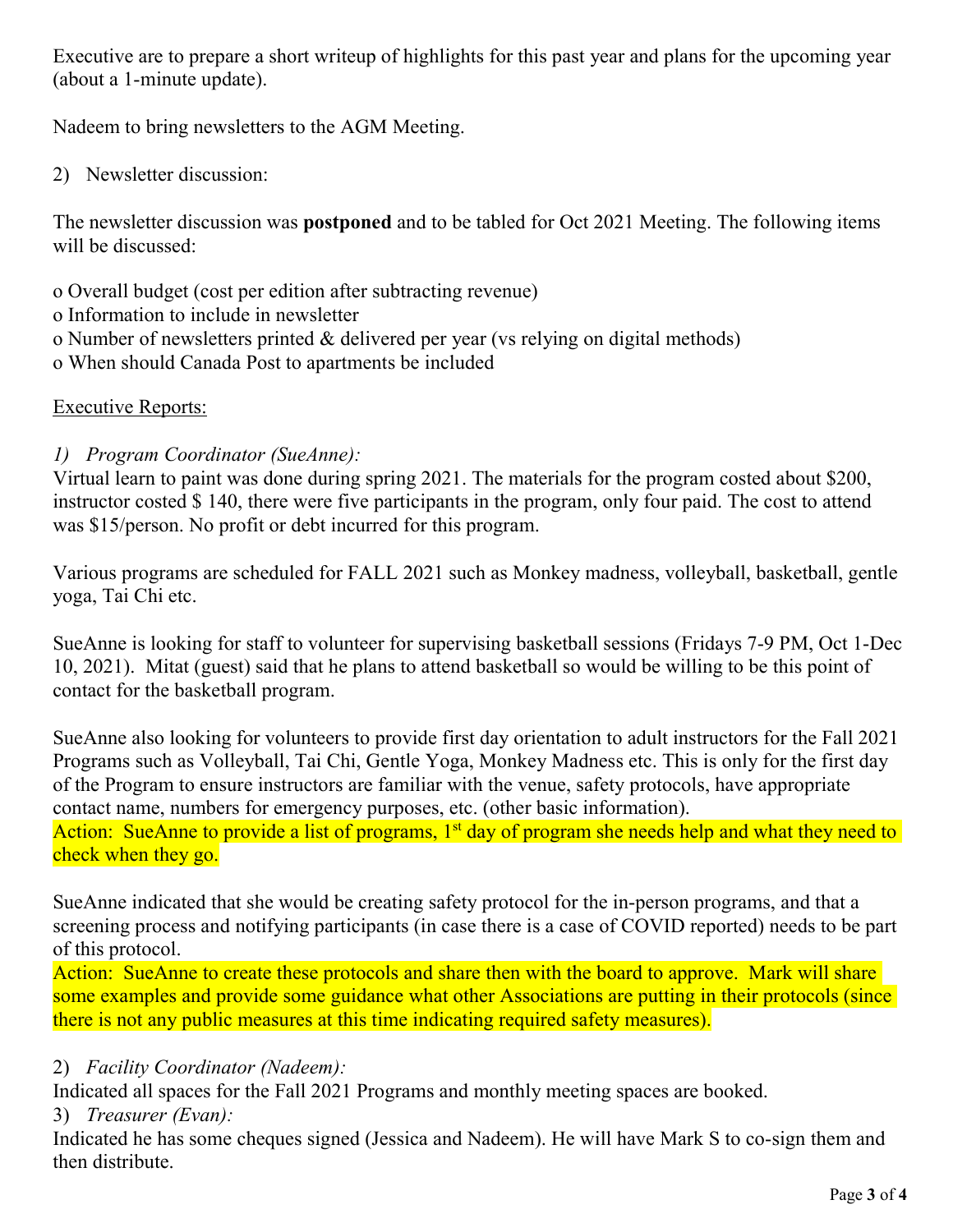Executive are to prepare a short writeup of highlights for this past year and plans for the upcoming year (about a 1-minute update).

Nadeem to bring newsletters to the AGM Meeting.

2) Newsletter discussion:

The newsletter discussion was **postponed** and to be tabled for Oct 2021 Meeting. The following items will be discussed:

o Overall budget (cost per edition after subtracting revenue)
o Information to include in newsletter
o Number of newsletters printed & delivered per year (vs relying on digital methods)
o When should Canada Post to apartments be included

Executive Reports:

*1) Program Coordinator (SueAnne):*
Virtual learn to paint was done during spring 2021. The materials for the program costed about $200, instructor costed $ 140, there were five participants in the program, only four paid. The cost to attend was $15/person. No profit or debt incurred for this program.

Various programs are scheduled for FALL 2021 such as Monkey madness, volleyball, basketball, gentle yoga, Tai Chi etc.

SueAnne is looking for staff to volunteer for supervising basketball sessions (Fridays 7-9 PM, Oct 1-Dec 10, 2021). Mitat (guest) said that he plans to attend basketball so would be willing to be this point of contact for the basketball program.

SueAnne also looking for volunteers to provide first day orientation to adult instructors for the Fall 2021 Programs such as Volleyball, Tai Chi, Gentle Yoga, Monkey Madness etc. This is only for the first day of the Program to ensure instructors are familiar with the venue, safety protocols, have appropriate contact name, numbers for emergency purposes, etc. (other basic information).
Action: SueAnne to provide a list of programs, 1st day of program she needs help and what they need to check when they go.

SueAnne indicated that she would be creating safety protocol for the in-person programs, and that a screening process and notifying participants (in case there is a case of COVID reported) needs to be part of this protocol.
Action: SueAnne to create these protocols and share then with the board to approve. Mark will share some examples and provide some guidance what other Associations are putting in their protocols (since there is not any public measures at this time indicating required safety measures).

2) *Facility Coordinator (Nadeem):*
Indicated all spaces for the Fall 2021 Programs and monthly meeting spaces are booked.

3) *Treasurer (Evan):*
Indicated he has some cheques signed (Jessica and Nadeem). He will have Mark S to co-sign them and then distribute.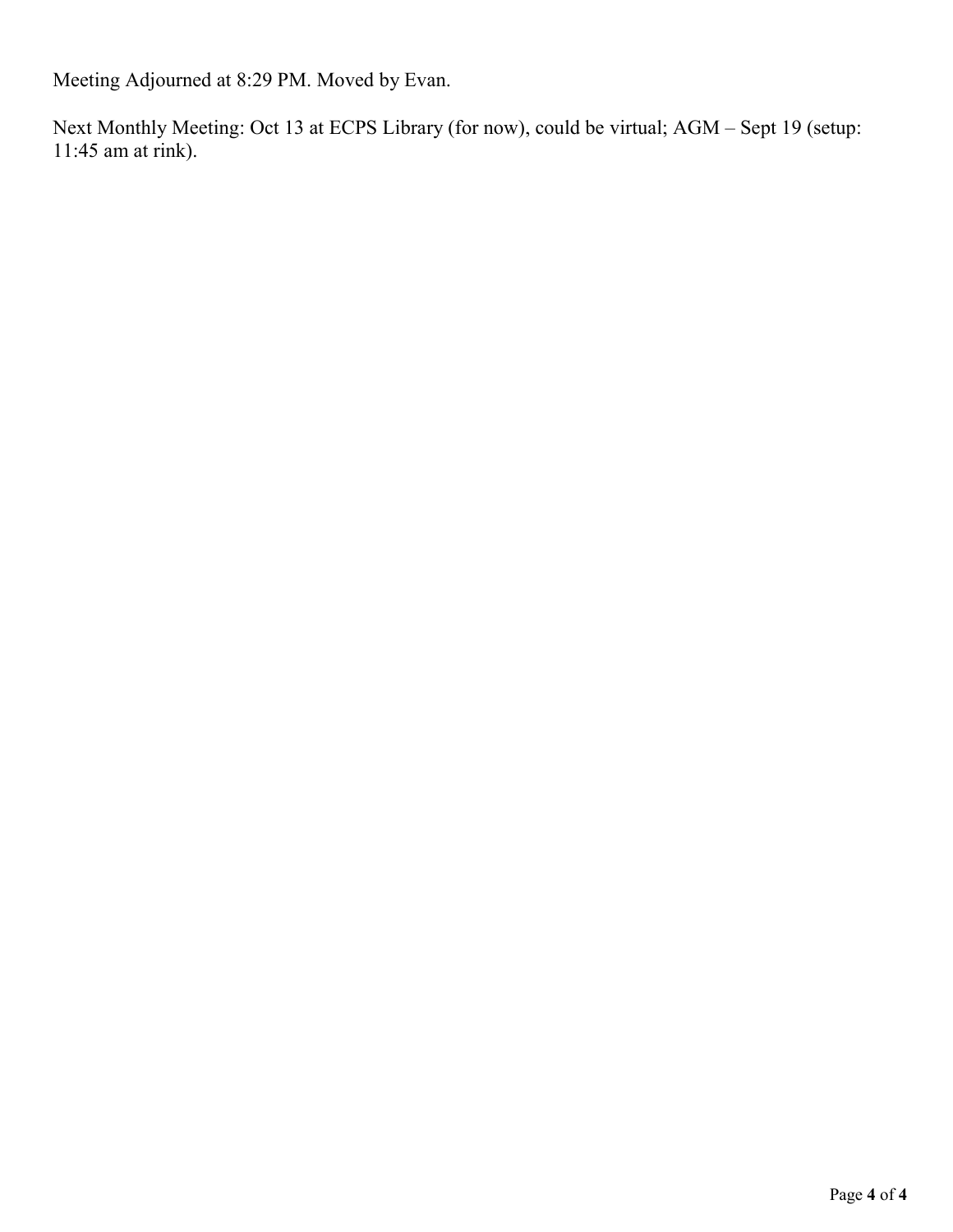Meeting Adjourned at 8:29 PM. Moved by Evan.

Next Monthly Meeting: Oct 13 at ECPS Library (for now), could be virtual; AGM – Sept 19 (setup: 11:45 am at rink).